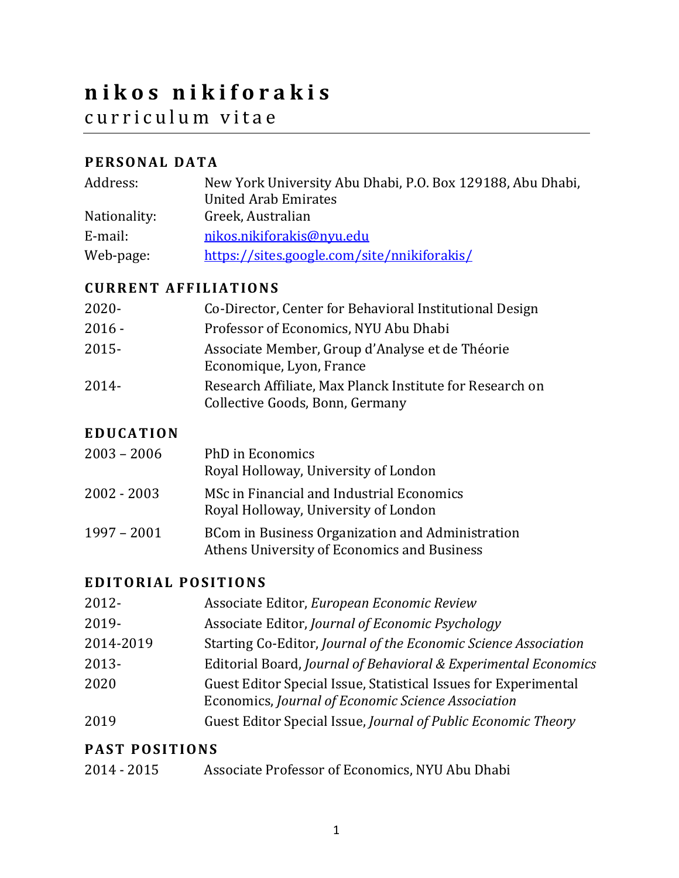# nikos nikiforakis

## curriculum vitae

---

### PERSONAL DATA

| | |
|---|---|
| Address: | New York University Abu Dhabi, P.O. Box 129188, Abu Dhabi, United Arab Emirates |
| Nationality: | Greek, Australian |
| E-mail: | nikos.nikiforakis@nyu.edu |
| Web-page: | https://sites.google.com/site/nnikiforakis/ |

### CURRENT AFFILIATIONS

| | |
|---|---|
| 2020- | Co-Director, Center for Behavioral Institutional Design |
| 2016 - | Professor of Economics, NYU Abu Dhabi |
| 2015- | Associate Member, Group d'Analyse et de Théorie Economique, Lyon, France |
| 2014- | Research Affiliate, Max Planck Institute for Research on Collective Goods, Bonn, Germany |

### EDUCATION

| | |
|---|---|
| 2003 – 2006 | PhD in Economics<br>Royal Holloway, University of London |
| 2002 - 2003 | MSc in Financial and Industrial Economics<br>Royal Holloway, University of London |
| 1997 – 2001 | BCom in Business Organization and Administration<br>Athens University of Economics and Business |

### EDITORIAL POSITIONS

| | |
|---|---|
| 2012- | Associate Editor, *European Economic Review* |
| 2019- | Associate Editor, *Journal of Economic Psychology* |
| 2014-2019 | Starting Co-Editor, *Journal of the Economic Science Association* |
| 2013- | Editorial Board, *Journal of Behavioral & Experimental Economics* |
| 2020 | Guest Editor Special Issue, Statistical Issues for Experimental Economics, *Journal of Economic Science Association* |
| 2019 | Guest Editor Special Issue, *Journal of Public Economic Theory* |

### PAST POSITIONS

| | |
|---|---|
| 2014 - 2015 | Associate Professor of Economics, NYU Abu Dhabi |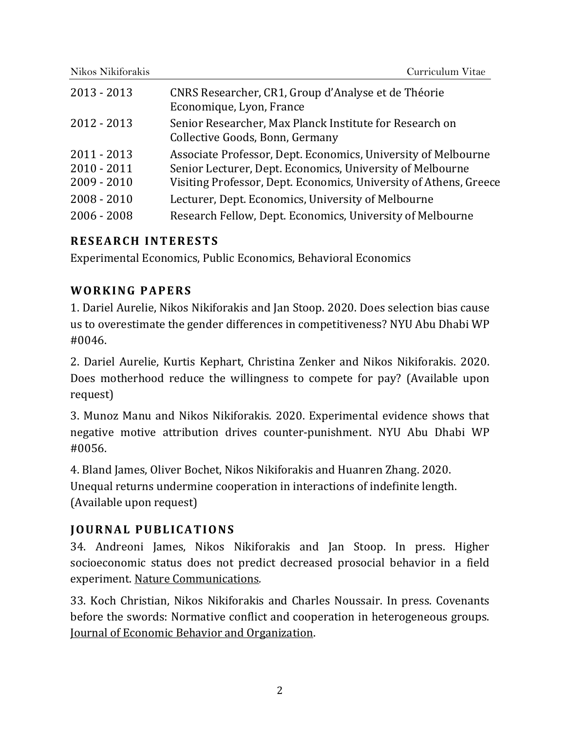| | |
|---|---|
| 2013 - 2013 | CNRS Researcher, CR1, Group d'Analyse et de Théorie Economique, Lyon, France |
| 2012 - 2013 | Senior Researcher, Max Planck Institute for Research on Collective Goods, Bonn, Germany |
| 2011 - 2013 | Associate Professor, Dept. Economics, University of Melbourne |
| 2010 - 2011 | Senior Lecturer, Dept. Economics, University of Melbourne |
| 2009 - 2010 | Visiting Professor, Dept. Economics, University of Athens, Greece |
| 2008 - 2010 | Lecturer, Dept. Economics, University of Melbourne |
| 2006 - 2008 | Research Fellow, Dept. Economics, University of Melbourne |

## RESEARCH INTERESTS

Experimental Economics, Public Economics, Behavioral Economics

## WORKING PAPERS

1. Dariel Aurelie, Nikos Nikiforakis and Jan Stoop. 2020. Does selection bias cause us to overestimate the gender differences in competitiveness? NYU Abu Dhabi WP #0046.

2. Dariel Aurelie, Kurtis Kephart, Christina Zenker and Nikos Nikiforakis. 2020. Does motherhood reduce the willingness to compete for pay? (Available upon request)

3. Munoz Manu and Nikos Nikiforakis. 2020. Experimental evidence shows that negative motive attribution drives counter-punishment. NYU Abu Dhabi WP #0056.

4. Bland James, Oliver Bochet, Nikos Nikiforakis and Huanren Zhang. 2020. Unequal returns undermine cooperation in interactions of indefinite length. (Available upon request)

## JOURNAL PUBLICATIONS

34. Andreoni James, Nikos Nikiforakis and Jan Stoop. In press. Higher socioeconomic status does not predict decreased prosocial behavior in a field experiment. Nature Communications.

33. Koch Christian, Nikos Nikiforakis and Charles Noussair. In press. Covenants before the swords: Normative conflict and cooperation in heterogeneous groups. Journal of Economic Behavior and Organization.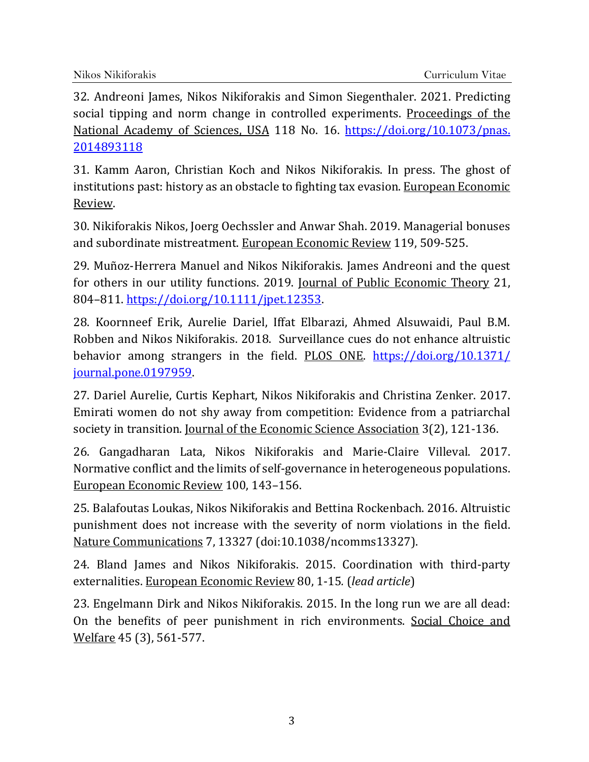32. Andreoni James, Nikos Nikiforakis and Simon Siegenthaler. 2021. Predicting social tipping and norm change in controlled experiments. Proceedings of the National Academy of Sciences, USA 118 No. 16. https://doi.org/10.1073/pnas.2014893118

31. Kamm Aaron, Christian Koch and Nikos Nikiforakis. In press. The ghost of institutions past: history as an obstacle to fighting tax evasion. European Economic Review.

30. Nikiforakis Nikos, Joerg Oechssler and Anwar Shah. 2019. Managerial bonuses and subordinate mistreatment. European Economic Review 119, 509-525.

29. Muñoz-Herrera Manuel and Nikos Nikiforakis. James Andreoni and the quest for others in our utility functions. 2019. Journal of Public Economic Theory 21, 804–811. https://doi.org/10.1111/jpet.12353.

28. Koornneef Erik, Aurelie Dariel, Iffat Elbarazi, Ahmed Alsuwaidi, Paul B.M. Robben and Nikos Nikiforakis. 2018. Surveillance cues do not enhance altruistic behavior among strangers in the field. PLOS ONE. https://doi.org/10.1371/journal.pone.0197959.

27. Dariel Aurelie, Curtis Kephart, Nikos Nikiforakis and Christina Zenker. 2017. Emirati women do not shy away from competition: Evidence from a patriarchal society in transition. Journal of the Economic Science Association 3(2), 121-136.

26. Gangadharan Lata, Nikos Nikiforakis and Marie-Claire Villeval. 2017. Normative conflict and the limits of self-governance in heterogeneous populations. European Economic Review 100, 143–156.

25. Balafoutas Loukas, Nikos Nikiforakis and Bettina Rockenbach. 2016. Altruistic punishment does not increase with the severity of norm violations in the field. Nature Communications 7, 13327 (doi:10.1038/ncomms13327).

24. Bland James and Nikos Nikiforakis. 2015. Coordination with third-party externalities. European Economic Review 80, 1-15. (*lead article*)

23. Engelmann Dirk and Nikos Nikiforakis. 2015. In the long run we are all dead: On the benefits of peer punishment in rich environments. Social Choice and Welfare 45 (3), 561-577.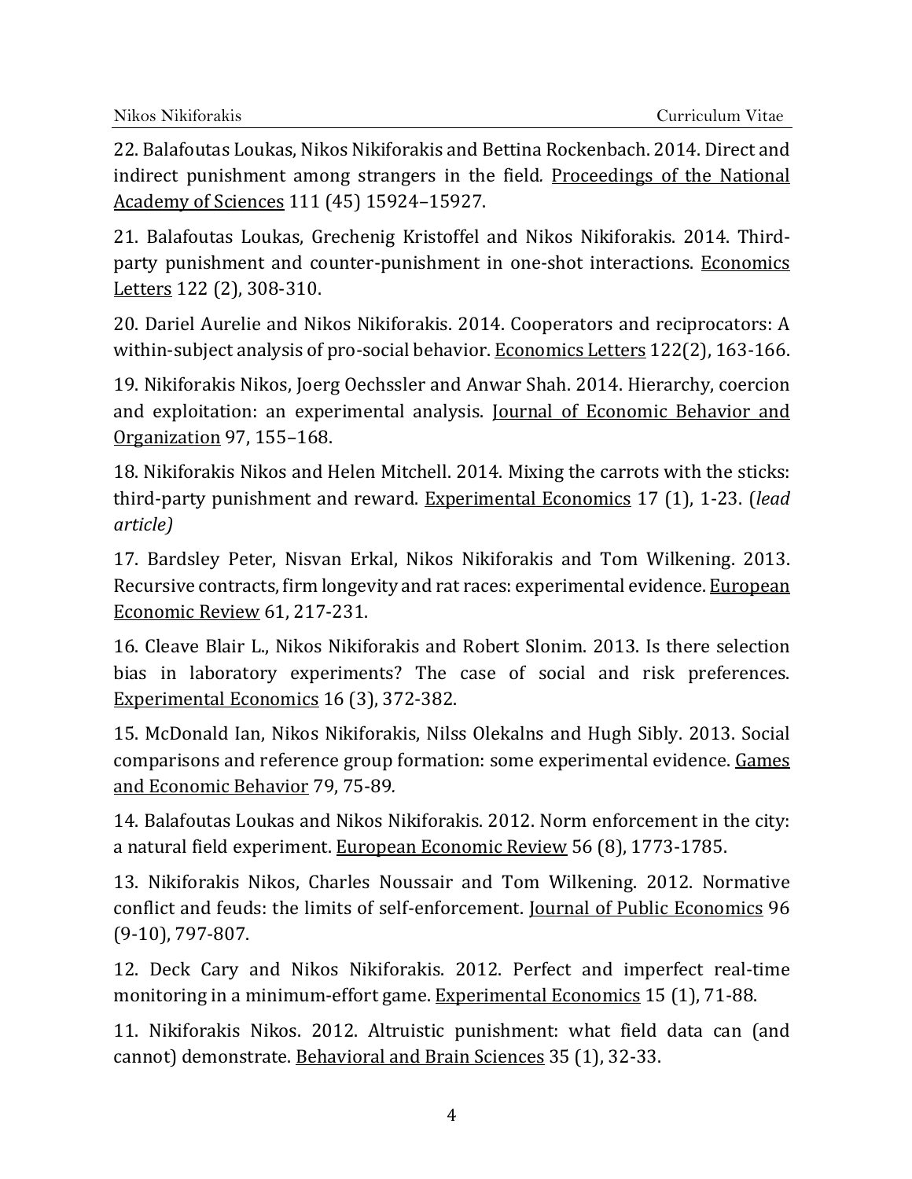22. Balafoutas Loukas, Nikos Nikiforakis and Bettina Rockenbach. 2014. Direct and indirect punishment among strangers in the field. Proceedings of the National Academy of Sciences 111 (45) 15924–15927.

21. Balafoutas Loukas, Grechenig Kristoffel and Nikos Nikiforakis. 2014. Third-party punishment and counter-punishment in one-shot interactions. Economics Letters 122 (2), 308-310.

20. Dariel Aurelie and Nikos Nikiforakis. 2014. Cooperators and reciprocators: A within-subject analysis of pro-social behavior. Economics Letters 122(2), 163-166.

19. Nikiforakis Nikos, Joerg Oechssler and Anwar Shah. 2014. Hierarchy, coercion and exploitation: an experimental analysis. Journal of Economic Behavior and Organization 97, 155–168.

18. Nikiforakis Nikos and Helen Mitchell. 2014. Mixing the carrots with the sticks: third-party punishment and reward. Experimental Economics 17 (1), 1-23. (*lead article)*

17. Bardsley Peter, Nisvan Erkal, Nikos Nikiforakis and Tom Wilkening. 2013. Recursive contracts, firm longevity and rat races: experimental evidence. European Economic Review 61, 217-231.

16. Cleave Blair L., Nikos Nikiforakis and Robert Slonim. 2013. Is there selection bias in laboratory experiments? The case of social and risk preferences. Experimental Economics 16 (3), 372-382.

15. McDonald Ian, Nikos Nikiforakis, Nilss Olekalns and Hugh Sibly. 2013. Social comparisons and reference group formation: some experimental evidence. Games and Economic Behavior 79, 75-89.

14. Balafoutas Loukas and Nikos Nikiforakis. 2012. Norm enforcement in the city: a natural field experiment. European Economic Review 56 (8), 1773-1785.

13. Nikiforakis Nikos, Charles Noussair and Tom Wilkening. 2012. Normative conflict and feuds: the limits of self-enforcement. Journal of Public Economics 96 (9-10), 797-807.

12. Deck Cary and Nikos Nikiforakis. 2012. Perfect and imperfect real-time monitoring in a minimum-effort game. Experimental Economics 15 (1), 71-88.

11. Nikiforakis Nikos. 2012. Altruistic punishment: what field data can (and cannot) demonstrate. Behavioral and Brain Sciences 35 (1), 32-33.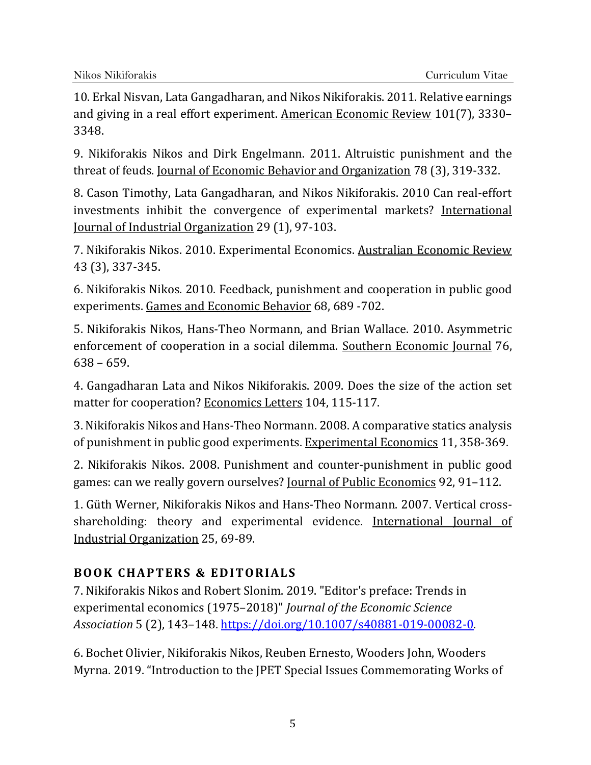10. Erkal Nisvan, Lata Gangadharan, and Nikos Nikiforakis. 2011. Relative earnings and giving in a real effort experiment. American Economic Review 101(7), 3330–3348.

9. Nikiforakis Nikos and Dirk Engelmann. 2011. Altruistic punishment and the threat of feuds. Journal of Economic Behavior and Organization 78 (3), 319-332.

8. Cason Timothy, Lata Gangadharan, and Nikos Nikiforakis. 2010 Can real-effort investments inhibit the convergence of experimental markets? International Journal of Industrial Organization 29 (1), 97-103.

7. Nikiforakis Nikos. 2010. Experimental Economics. Australian Economic Review 43 (3), 337-345.

6. Nikiforakis Nikos. 2010. Feedback, punishment and cooperation in public good experiments. Games and Economic Behavior 68, 689 -702.

5. Nikiforakis Nikos, Hans-Theo Normann, and Brian Wallace. 2010. Asymmetric enforcement of cooperation in a social dilemma. Southern Economic Journal 76, 638 – 659.

4. Gangadharan Lata and Nikos Nikiforakis. 2009. Does the size of the action set matter for cooperation? Economics Letters 104, 115-117.

3. Nikiforakis Nikos and Hans-Theo Normann. 2008. A comparative statics analysis of punishment in public good experiments. Experimental Economics 11, 358-369.

2. Nikiforakis Nikos. 2008. Punishment and counter-punishment in public good games: can we really govern ourselves? Journal of Public Economics 92, 91–112.

1. Güth Werner, Nikiforakis Nikos and Hans-Theo Normann. 2007. Vertical cross-shareholding: theory and experimental evidence. International Journal of Industrial Organization 25, 69-89.

## BOOK CHAPTERS & EDITORIALS

7. Nikiforakis Nikos and Robert Slonim. 2019. "Editor's preface: Trends in experimental economics (1975–2018)" *Journal of the Economic Science Association* 5 (2), 143–148. https://doi.org/10.1007/s40881-019-00082-0.

6. Bochet Olivier, Nikiforakis Nikos, Reuben Ernesto, Wooders John, Wooders Myrna. 2019. "Introduction to the JPET Special Issues Commemorating Works of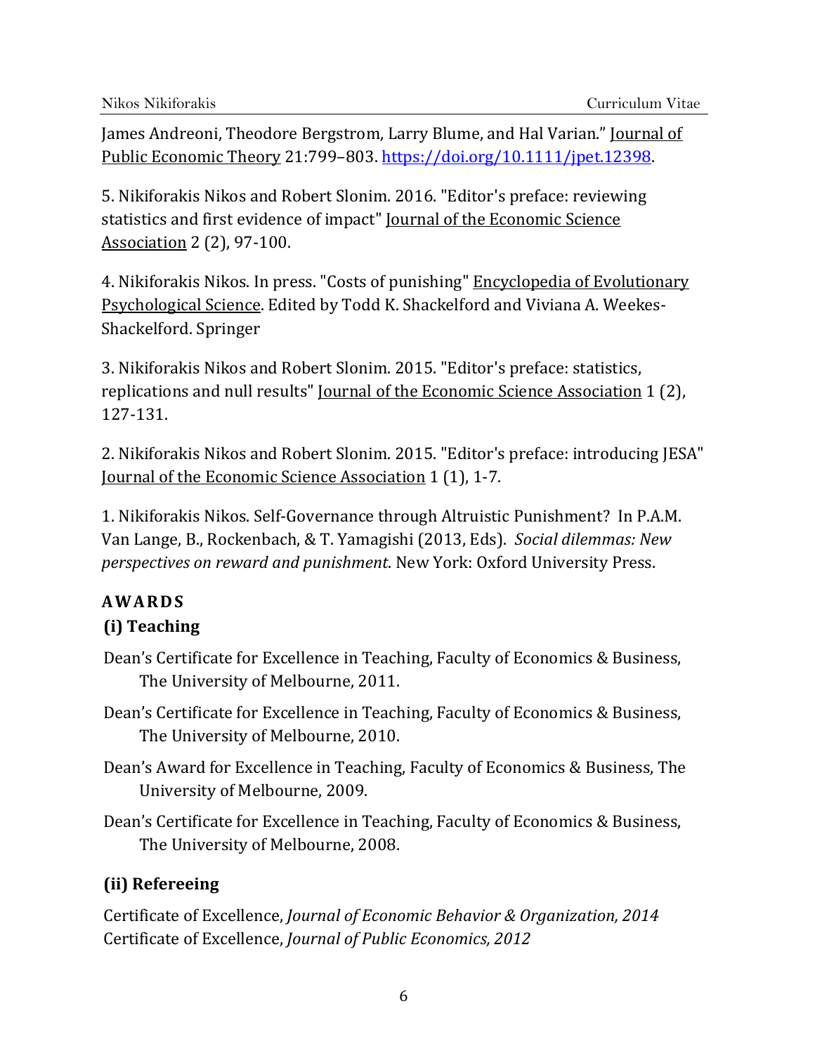James Andreoni, Theodore Bergstrom, Larry Blume, and Hal Varian." Journal of Public Economic Theory 21:799–803. https://doi.org/10.1111/jpet.12398.

5. Nikiforakis Nikos and Robert Slonim. 2016. "Editor's preface: reviewing statistics and first evidence of impact" Journal of the Economic Science Association 2 (2), 97-100.

4. Nikiforakis Nikos. In press. "Costs of punishing" Encyclopedia of Evolutionary Psychological Science. Edited by Todd K. Shackelford and Viviana A. Weekes-Shackelford. Springer

3. Nikiforakis Nikos and Robert Slonim. 2015. "Editor's preface: statistics, replications and null results" Journal of the Economic Science Association 1 (2), 127-131.

2. Nikiforakis Nikos and Robert Slonim. 2015. "Editor's preface: introducing JESA" Journal of the Economic Science Association 1 (1), 1-7.

1. Nikiforakis Nikos. Self-Governance through Altruistic Punishment? In P.A.M. Van Lange, B., Rockenbach, & T. Yamagishi (2013, Eds). *Social dilemmas: New perspectives on reward and punishment*. New York: Oxford University Press.

## AWARDS

### (i) Teaching

Dean's Certificate for Excellence in Teaching, Faculty of Economics & Business, The University of Melbourne, 2011.

Dean's Certificate for Excellence in Teaching, Faculty of Economics & Business, The University of Melbourne, 2010.

Dean's Award for Excellence in Teaching, Faculty of Economics & Business, The University of Melbourne, 2009.

Dean's Certificate for Excellence in Teaching, Faculty of Economics & Business, The University of Melbourne, 2008.

### (ii) Refereeing

Certificate of Excellence, *Journal of Economic Behavior & Organization, 2014*
Certificate of Excellence, *Journal of Public Economics, 2012*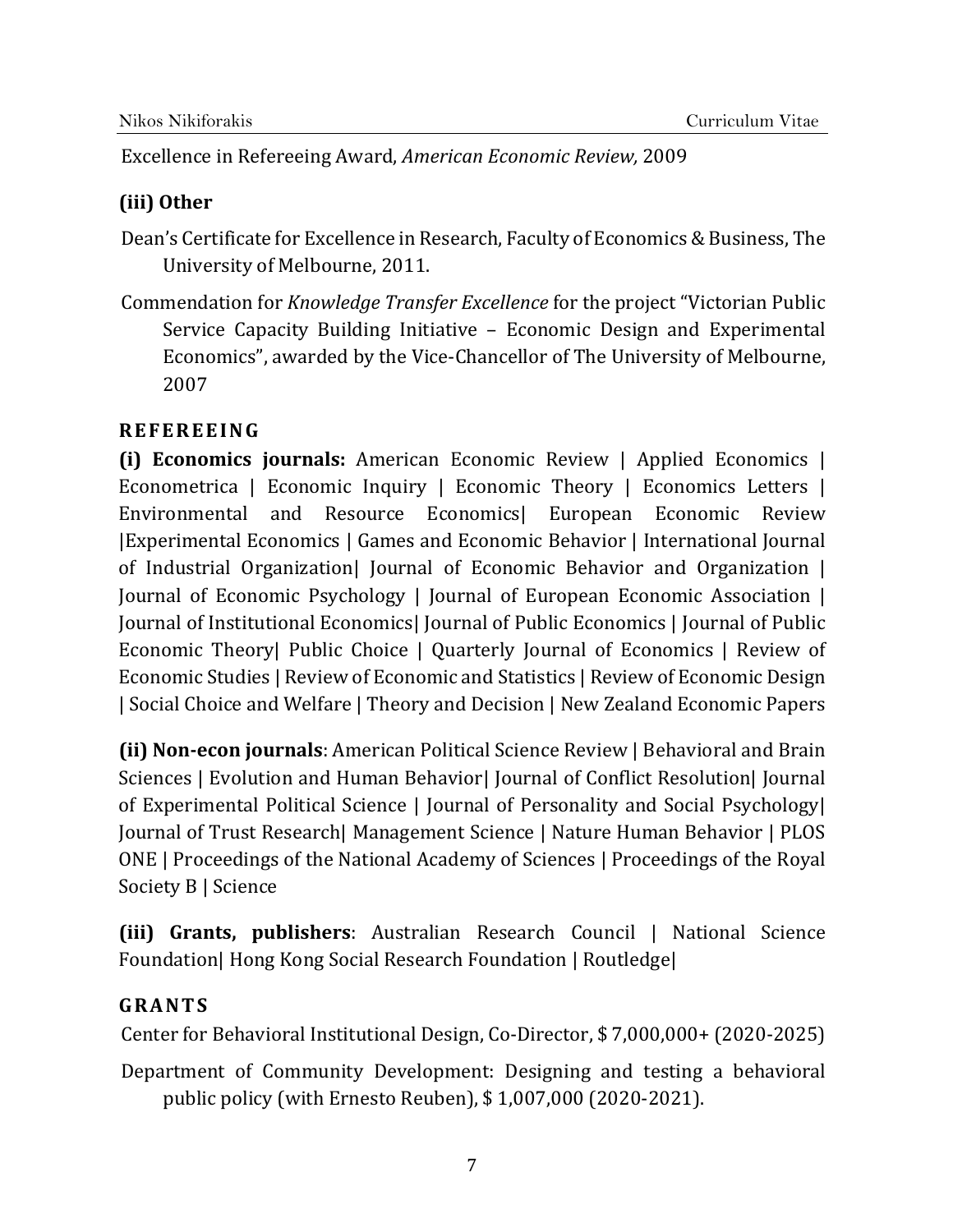Excellence in Refereeing Award, *American Economic Review,* 2009

### (iii) Other

Dean's Certificate for Excellence in Research, Faculty of Economics & Business, The University of Melbourne, 2011.

Commendation for *Knowledge Transfer Excellence* for the project "Victorian Public Service Capacity Building Initiative – Economic Design and Experimental Economics", awarded by the Vice-Chancellor of The University of Melbourne, 2007

## REFEREEING

**(i) Economics journals:** American Economic Review | Applied Economics | Econometrica | Economic Inquiry | Economic Theory | Economics Letters | Environmental and Resource Economics| European Economic Review |Experimental Economics | Games and Economic Behavior | International Journal of Industrial Organization| Journal of Economic Behavior and Organization | Journal of Economic Psychology | Journal of European Economic Association | Journal of Institutional Economics| Journal of Public Economics | Journal of Public Economic Theory| Public Choice | Quarterly Journal of Economics | Review of Economic Studies | Review of Economic and Statistics | Review of Economic Design | Social Choice and Welfare | Theory and Decision | New Zealand Economic Papers

**(ii) Non-econ journals**: American Political Science Review | Behavioral and Brain Sciences | Evolution and Human Behavior| Journal of Conflict Resolution| Journal of Experimental Political Science | Journal of Personality and Social Psychology| Journal of Trust Research| Management Science | Nature Human Behavior | PLOS ONE | Proceedings of the National Academy of Sciences | Proceedings of the Royal Society B | Science

**(iii) Grants, publishers**: Australian Research Council | National Science Foundation| Hong Kong Social Research Foundation | Routledge|

## GRANTS

Center for Behavioral Institutional Design, Co-Director, $ 7,000,000+ (2020-2025)

Department of Community Development: Designing and testing a behavioral public policy (with Ernesto Reuben), $ 1,007,000 (2020-2021).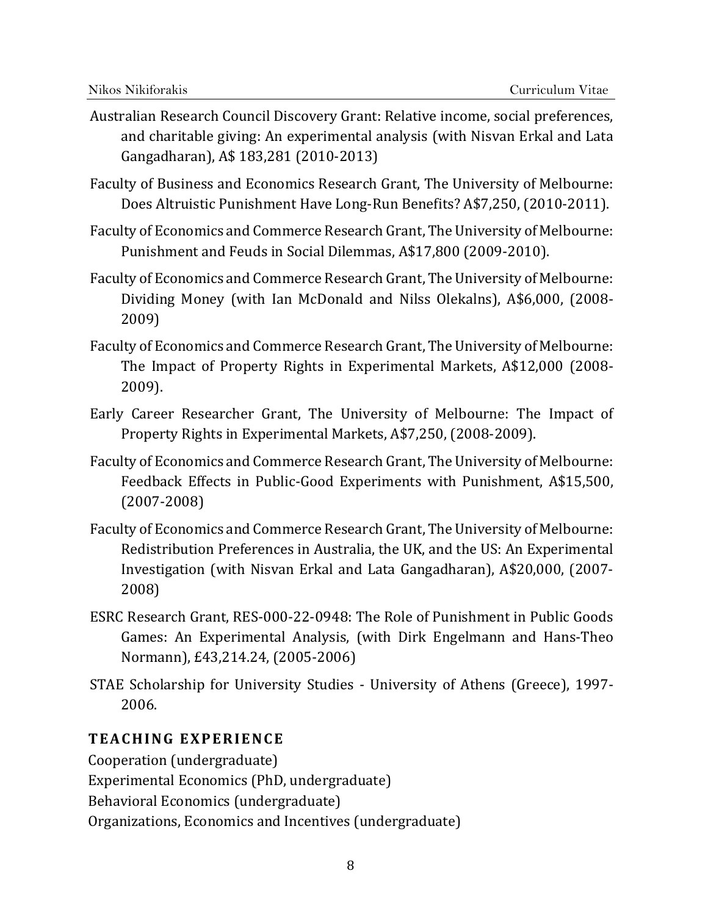Australian Research Council Discovery Grant: Relative income, social preferences, and charitable giving: An experimental analysis (with Nisvan Erkal and Lata Gangadharan), A$ 183,281 (2010-2013)

Faculty of Business and Economics Research Grant, The University of Melbourne: Does Altruistic Punishment Have Long-Run Benefits? A$7,250, (2010-2011).

Faculty of Economics and Commerce Research Grant, The University of Melbourne: Punishment and Feuds in Social Dilemmas, A$17,800 (2009-2010).

Faculty of Economics and Commerce Research Grant, The University of Melbourne: Dividing Money (with Ian McDonald and Nilss Olekalns), A$6,000, (2008-2009)

Faculty of Economics and Commerce Research Grant, The University of Melbourne: The Impact of Property Rights in Experimental Markets, A$12,000 (2008-2009).

Early Career Researcher Grant, The University of Melbourne: The Impact of Property Rights in Experimental Markets, A$7,250, (2008-2009).

Faculty of Economics and Commerce Research Grant, The University of Melbourne: Feedback Effects in Public-Good Experiments with Punishment, A$15,500, (2007-2008)

Faculty of Economics and Commerce Research Grant, The University of Melbourne: Redistribution Preferences in Australia, the UK, and the US: An Experimental Investigation (with Nisvan Erkal and Lata Gangadharan), A$20,000, (2007-2008)

ESRC Research Grant, RES-000-22-0948: The Role of Punishment in Public Goods Games: An Experimental Analysis, (with Dirk Engelmann and Hans-Theo Normann), £43,214.24, (2005-2006)

STAE Scholarship for University Studies - University of Athens (Greece), 1997-2006.

## TEACHING EXPERIENCE

Cooperation (undergraduate)
Experimental Economics (PhD, undergraduate)
Behavioral Economics (undergraduate)
Organizations, Economics and Incentives (undergraduate)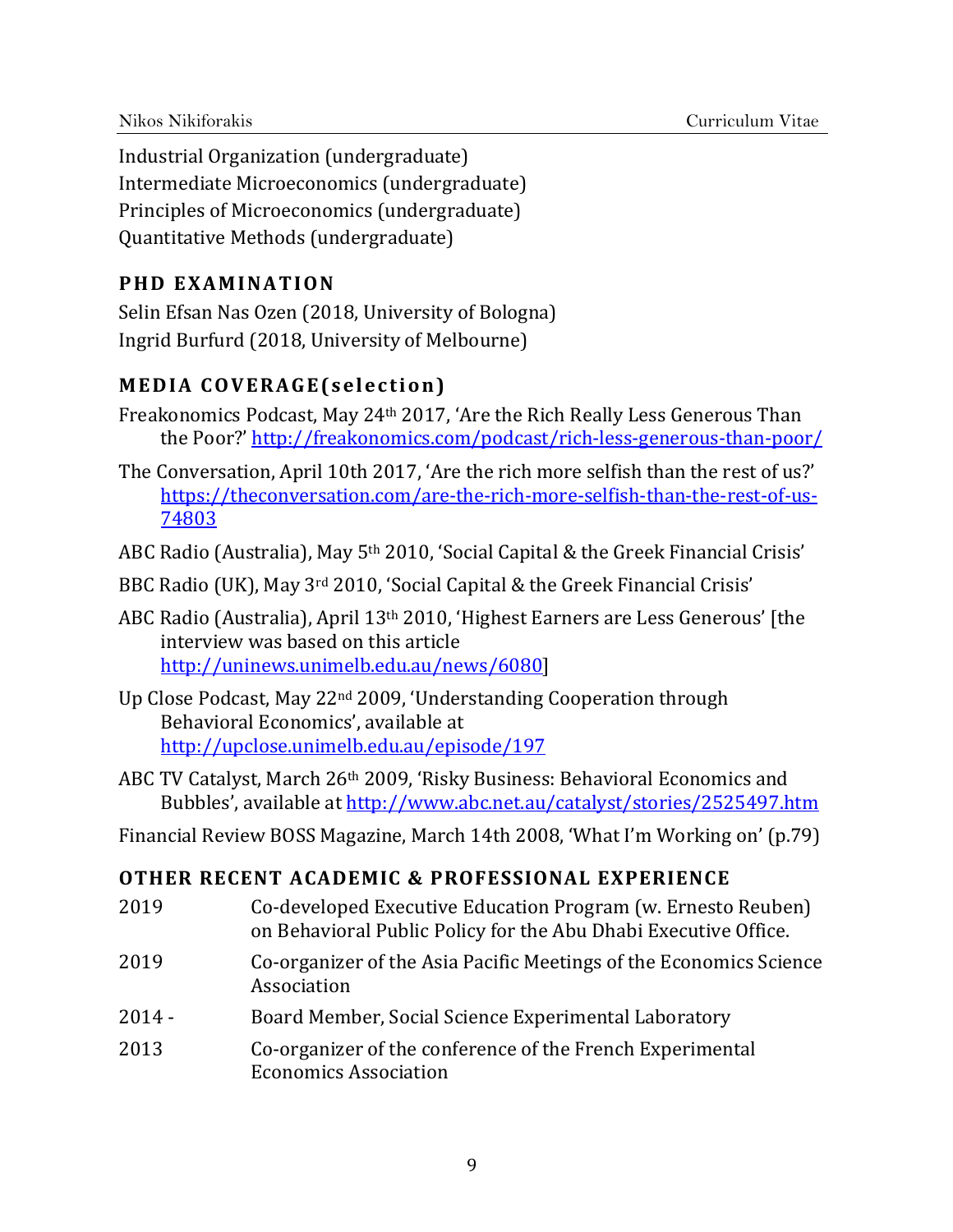Industrial Organization (undergraduate)
Intermediate Microeconomics (undergraduate)
Principles of Microeconomics (undergraduate)
Quantitative Methods (undergraduate)

## PHD EXAMINATION

Selin Efsan Nas Ozen (2018, University of Bologna)
Ingrid Burfurd (2018, University of Melbourne)

## MEDIA COVERAGE(selection)

Freakonomics Podcast, May 24th 2017, 'Are the Rich Really Less Generous Than the Poor?' http://freakonomics.com/podcast/rich-less-generous-than-poor/

The Conversation, April 10th 2017, 'Are the rich more selfish than the rest of us?' https://theconversation.com/are-the-rich-more-selfish-than-the-rest-of-us-74803

ABC Radio (Australia), May 5th 2010, 'Social Capital & the Greek Financial Crisis'

BBC Radio (UK), May 3rd 2010, 'Social Capital & the Greek Financial Crisis'

ABC Radio (Australia), April 13th 2010, 'Highest Earners are Less Generous' [the interview was based on this article http://uninews.unimelb.edu.au/news/6080]

Up Close Podcast, May 22nd 2009, 'Understanding Cooperation through Behavioral Economics', available at http://upclose.unimelb.edu.au/episode/197

ABC TV Catalyst, March 26th 2009, 'Risky Business: Behavioral Economics and Bubbles', available at http://www.abc.net.au/catalyst/stories/2525497.htm

Financial Review BOSS Magazine, March 14th 2008, 'What I'm Working on' (p.79)

## OTHER RECENT ACADEMIC & PROFESSIONAL EXPERIENCE

| | |
|---|---|
| 2019 | Co-developed Executive Education Program (w. Ernesto Reuben) on Behavioral Public Policy for the Abu Dhabi Executive Office. |
| 2019 | Co-organizer of the Asia Pacific Meetings of the Economics Science Association |
| 2014 - | Board Member, Social Science Experimental Laboratory |
| 2013 | Co-organizer of the conference of the French Experimental Economics Association |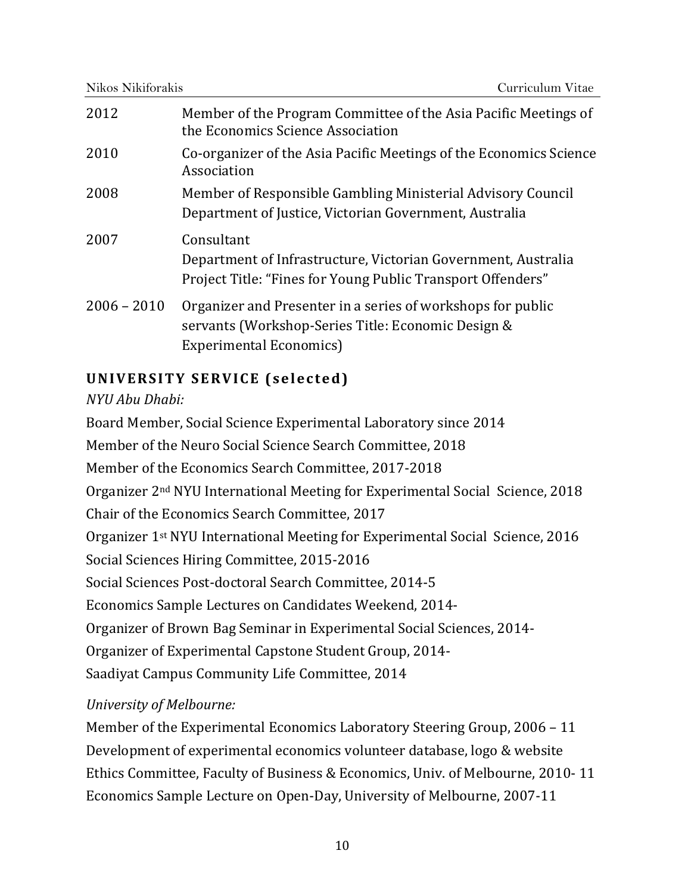| | |
|---|---|
| 2012 | Member of the Program Committee of the Asia Pacific Meetings of the Economics Science Association |
| 2010 | Co-organizer of the Asia Pacific Meetings of the Economics Science Association |
| 2008 | Member of Responsible Gambling Ministerial Advisory Council<br>Department of Justice, Victorian Government, Australia |
| 2007 | Consultant<br>Department of Infrastructure, Victorian Government, Australia<br>Project Title: “Fines for Young Public Transport Offenders” |
| 2006 – 2010 | Organizer and Presenter in a series of workshops for public servants (Workshop-Series Title: Economic Design & Experimental Economics) |

## UNIVERSITY SERVICE (selected)

*NYU Abu Dhabi:*

Board Member, Social Science Experimental Laboratory since 2014

Member of the Neuro Social Science Search Committee, 2018

Member of the Economics Search Committee, 2017-2018

Organizer 2nd NYU International Meeting for Experimental Social Science, 2018

Chair of the Economics Search Committee, 2017

Organizer 1st NYU International Meeting for Experimental Social Science, 2016

Social Sciences Hiring Committee, 2015-2016

Social Sciences Post-doctoral Search Committee, 2014-5

Economics Sample Lectures on Candidates Weekend, 2014-

Organizer of Brown Bag Seminar in Experimental Social Sciences, 2014-

Organizer of Experimental Capstone Student Group, 2014-

Saadiyat Campus Community Life Committee, 2014

*University of Melbourne:*

Member of the Experimental Economics Laboratory Steering Group, 2006 – 11

Development of experimental economics volunteer database, logo & website

Ethics Committee, Faculty of Business & Economics, Univ. of Melbourne, 2010- 11

Economics Sample Lecture on Open-Day, University of Melbourne, 2007-11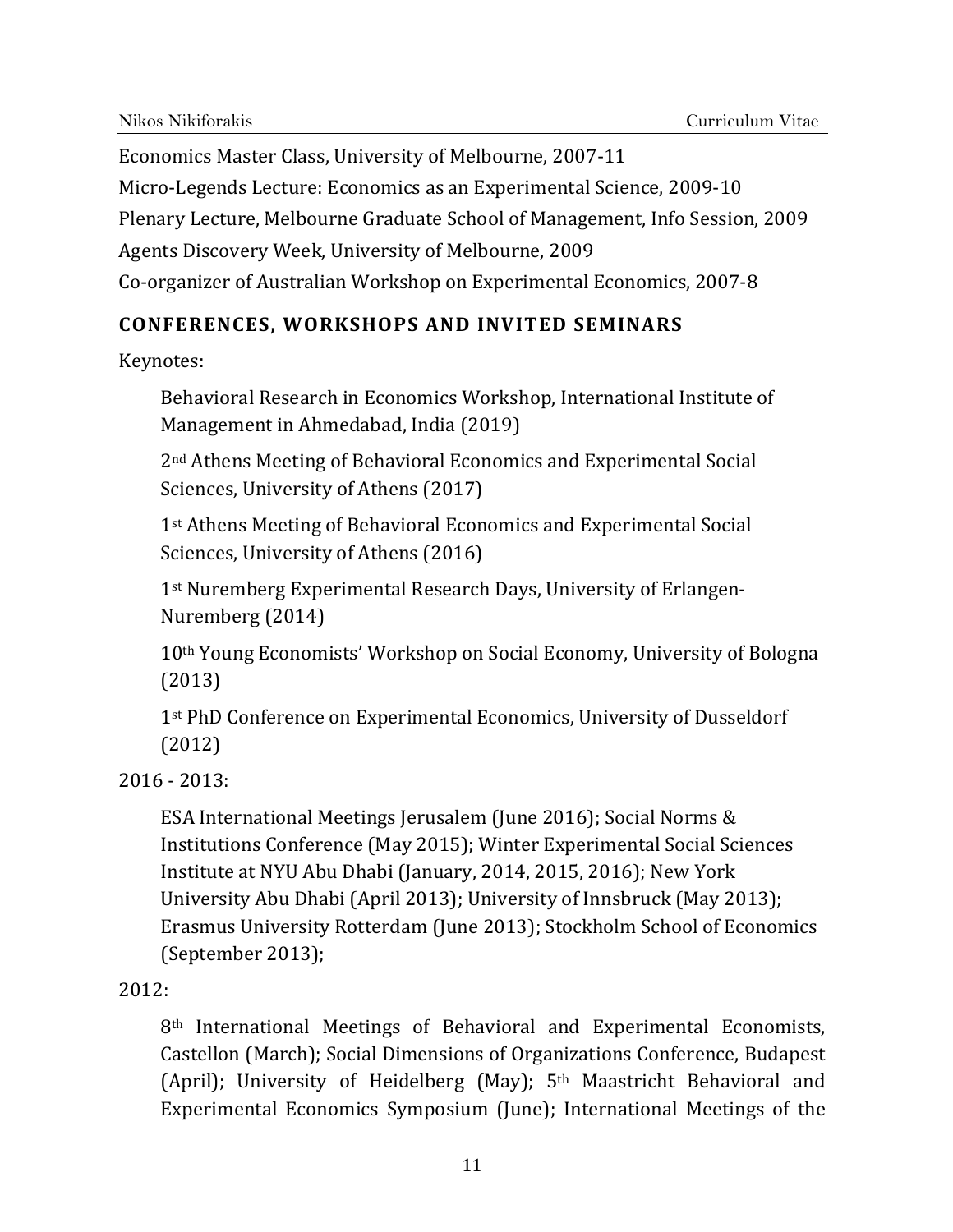Economics Master Class, University of Melbourne, 2007-11

Micro-Legends Lecture: Economics as an Experimental Science, 2009-10

Plenary Lecture, Melbourne Graduate School of Management, Info Session, 2009

Agents Discovery Week, University of Melbourne, 2009

Co-organizer of Australian Workshop on Experimental Economics, 2007-8

## CONFERENCES, WORKSHOPS AND INVITED SEMINARS

Keynotes:

> Behavioral Research in Economics Workshop, International Institute of Management in Ahmedabad, India (2019)
>
> 2nd Athens Meeting of Behavioral Economics and Experimental Social Sciences, University of Athens (2017)
>
> 1st Athens Meeting of Behavioral Economics and Experimental Social Sciences, University of Athens (2016)
>
> 1st Nuremberg Experimental Research Days, University of Erlangen-Nuremberg (2014)
>
> 10th Young Economists' Workshop on Social Economy, University of Bologna (2013)
>
> 1st PhD Conference on Experimental Economics, University of Dusseldorf (2012)

2016 - 2013:

> ESA International Meetings Jerusalem (June 2016); Social Norms & Institutions Conference (May 2015); Winter Experimental Social Sciences Institute at NYU Abu Dhabi (January, 2014, 2015, 2016); New York University Abu Dhabi (April 2013); University of Innsbruck (May 2013); Erasmus University Rotterdam (June 2013); Stockholm School of Economics (September 2013);

2012:

> 8th International Meetings of Behavioral and Experimental Economists, Castellon (March); Social Dimensions of Organizations Conference, Budapest (April); University of Heidelberg (May); 5th Maastricht Behavioral and Experimental Economics Symposium (June); International Meetings of the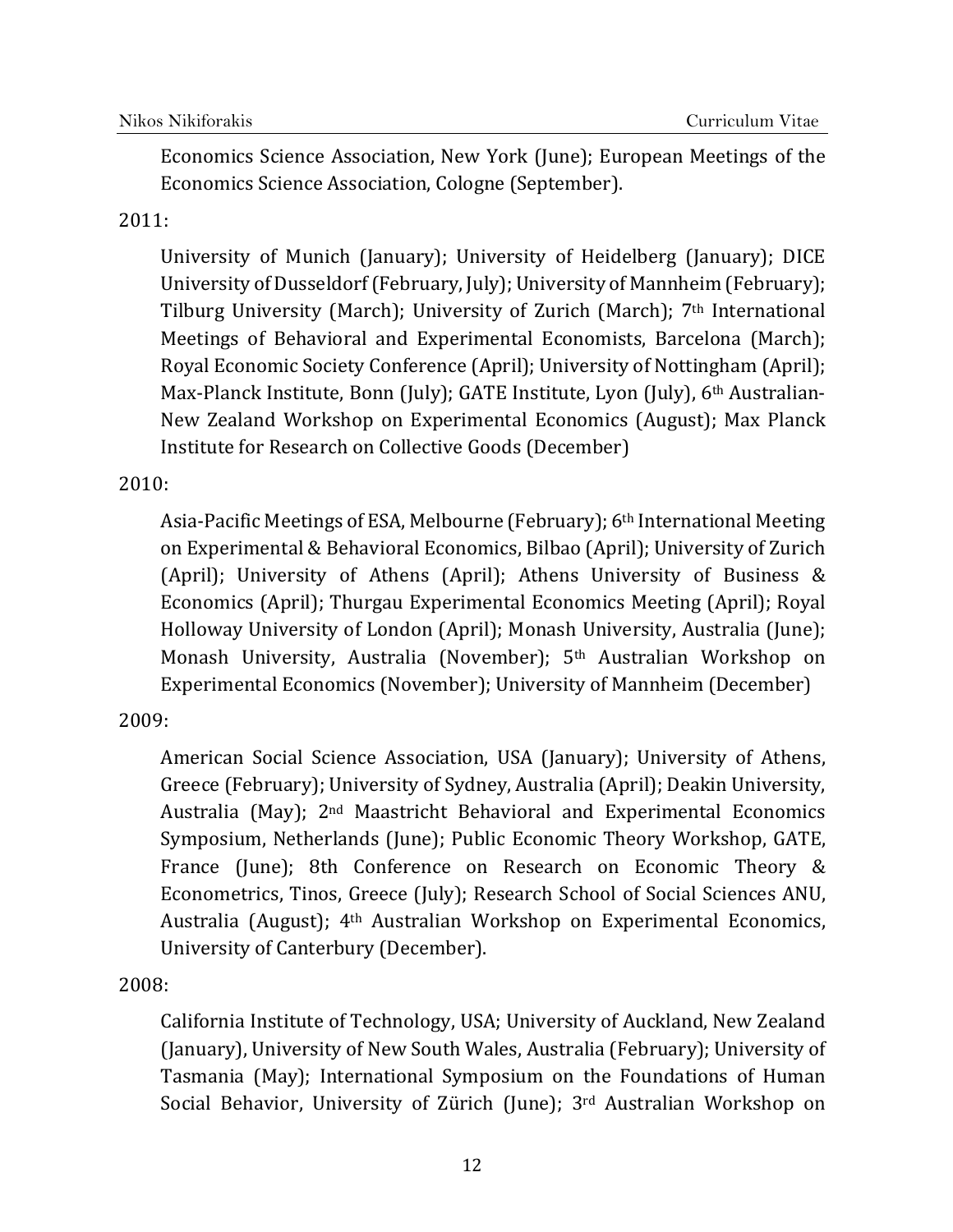Economics Science Association, New York (June); European Meetings of the Economics Science Association, Cologne (September).

2011:

University of Munich (January); University of Heidelberg (January); DICE University of Dusseldorf (February, July); University of Mannheim (February); Tilburg University (March); University of Zurich (March); 7th International Meetings of Behavioral and Experimental Economists, Barcelona (March); Royal Economic Society Conference (April); University of Nottingham (April); Max-Planck Institute, Bonn (July); GATE Institute, Lyon (July), 6th Australian-New Zealand Workshop on Experimental Economics (August); Max Planck Institute for Research on Collective Goods (December)

2010:

Asia-Pacific Meetings of ESA, Melbourne (February); 6th International Meeting on Experimental & Behavioral Economics, Bilbao (April); University of Zurich (April); University of Athens (April); Athens University of Business & Economics (April); Thurgau Experimental Economics Meeting (April); Royal Holloway University of London (April); Monash University, Australia (June); Monash University, Australia (November); 5th Australian Workshop on Experimental Economics (November); University of Mannheim (December)

2009:

American Social Science Association, USA (January); University of Athens, Greece (February); University of Sydney, Australia (April); Deakin University, Australia (May); 2nd Maastricht Behavioral and Experimental Economics Symposium, Netherlands (June); Public Economic Theory Workshop, GATE, France (June); 8th Conference on Research on Economic Theory & Econometrics, Tinos, Greece (July); Research School of Social Sciences ANU, Australia (August); 4th Australian Workshop on Experimental Economics, University of Canterbury (December).

2008:

California Institute of Technology, USA; University of Auckland, New Zealand (January), University of New South Wales, Australia (February); University of Tasmania (May); International Symposium on the Foundations of Human Social Behavior, University of Zürich (June); 3rd Australian Workshop on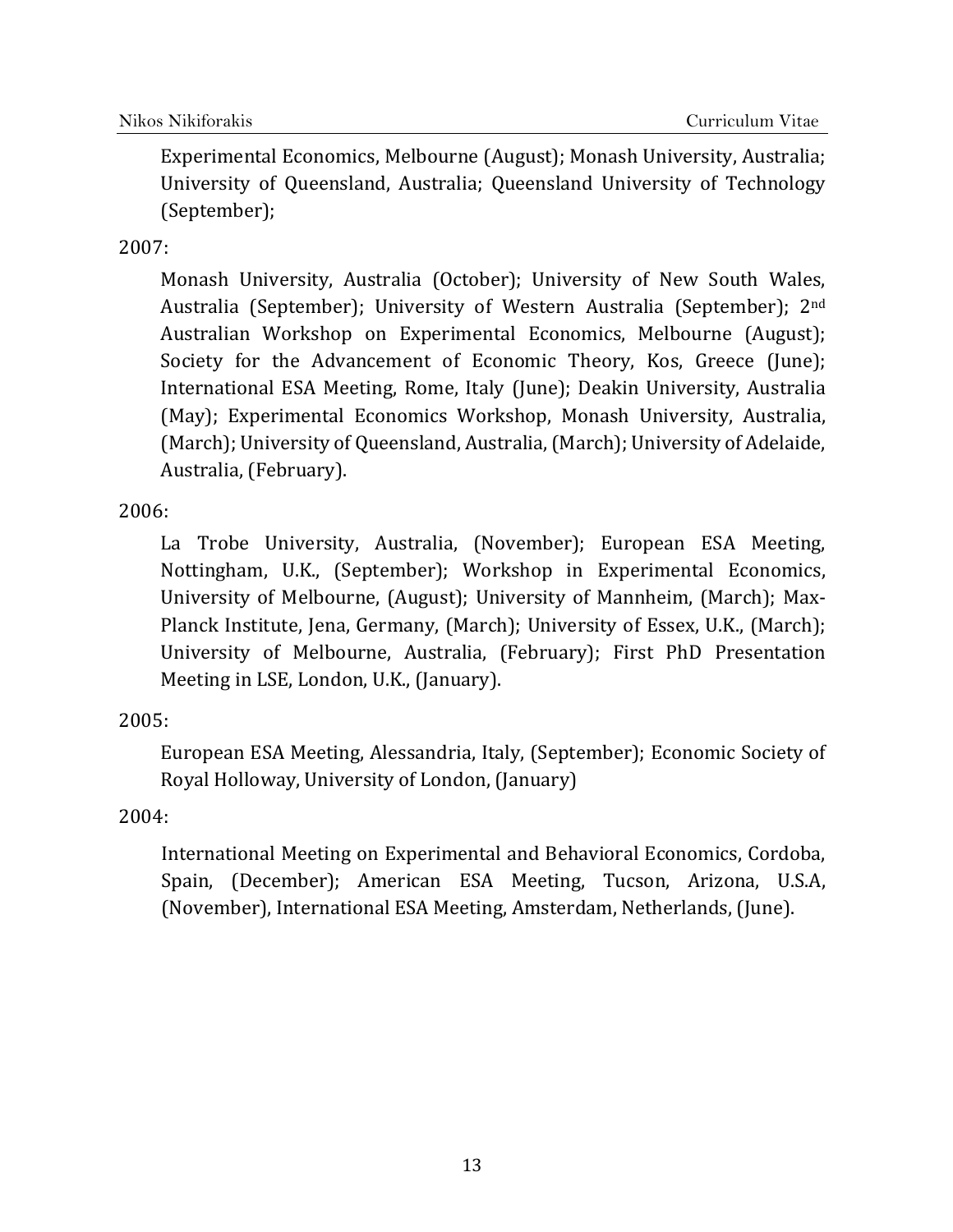Experimental Economics, Melbourne (August); Monash University, Australia; University of Queensland, Australia; Queensland University of Technology (September);

2007:

Monash University, Australia (October); University of New South Wales, Australia (September); University of Western Australia (September); 2nd Australian Workshop on Experimental Economics, Melbourne (August); Society for the Advancement of Economic Theory, Kos, Greece (June); International ESA Meeting, Rome, Italy (June); Deakin University, Australia (May); Experimental Economics Workshop, Monash University, Australia, (March); University of Queensland, Australia, (March); University of Adelaide, Australia, (February).

2006:

La Trobe University, Australia, (November); European ESA Meeting, Nottingham, U.K., (September); Workshop in Experimental Economics, University of Melbourne, (August); University of Mannheim, (March); Max-Planck Institute, Jena, Germany, (March); University of Essex, U.K., (March); University of Melbourne, Australia, (February); First PhD Presentation Meeting in LSE, London, U.K., (January).

2005:

European ESA Meeting, Alessandria, Italy, (September); Economic Society of Royal Holloway, University of London, (January)

2004:

International Meeting on Experimental and Behavioral Economics, Cordoba, Spain, (December); American ESA Meeting, Tucson, Arizona, U.S.A, (November), International ESA Meeting, Amsterdam, Netherlands, (June).